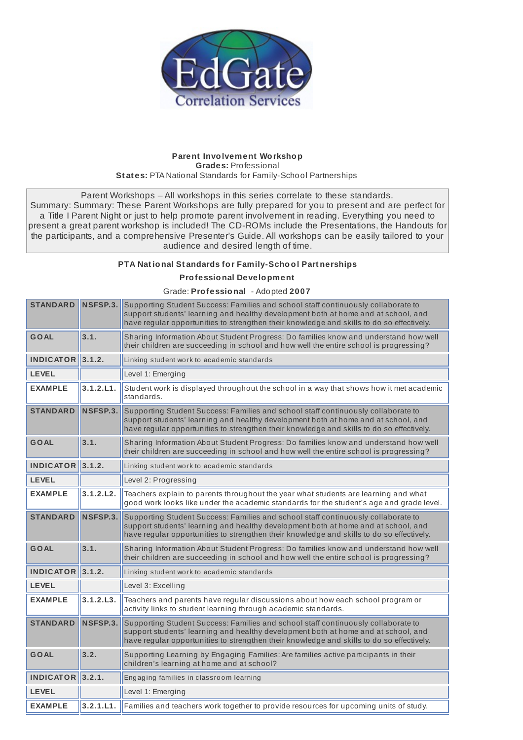**Parent Involvement Workshop**
**Grades:** Professional
**States:** PTA National Standards for Family-School Partnerships

Parent Workshops – All workshops in this series correlate to these standards.
Summary: Summary: These Parent Workshops are fully prepared for you to present and are perfect for a Title I Parent Night or just to help promote parent involvement in reading. Everything you need to present a great parent workshop is included! The CD-ROMs include the Presentations, the Handouts for the participants, and a comprehensive Presenter's Guide. All workshops can be easily tailored to your audience and desired length of time.

**PTA National Standards for Family-School Partnerships**

**Professional Development**

Grade: **Professional** - Adopted **2007**

| | | |
|---|---|---|
| **STANDARD** | **NSFSP.3.** | Supporting Student Success: Families and school staff continuously collaborate to support students' learning and healthy development both at home and at school, and have regular opportunities to strengthen their knowledge and skills to do so effectively. |
| **GOAL** | **3.1.** | Sharing Information About Student Progress: Do families know and understand how well their children are succeeding in school and how well the entire school is progressing? |
| **INDICATOR** | **3.1.2.** | Linking student work to academic standards |
| **LEVEL** | | Level 1: Emerging |
| **EXAMPLE** | **3.1.2.L1.** | Student work is displayed throughout the school in a way that shows how it met academic standards. |
| **STANDARD** | **NSFSP.3.** | Supporting Student Success: Families and school staff continuously collaborate to support students' learning and healthy development both at home and at school, and have regular opportunities to strengthen their knowledge and skills to do so effectively. |
| **GOAL** | **3.1.** | Sharing Information About Student Progress: Do families know and understand how well their children are succeeding in school and how well the entire school is progressing? |
| **INDICATOR** | **3.1.2.** | Linking student work to academic standards |
| **LEVEL** | | Level 2: Progressing |
| **EXAMPLE** | **3.1.2.L2.** | Teachers explain to parents throughout the year what students are learning and what good work looks like under the academic standards for the student's age and grade level. |
| **STANDARD** | **NSFSP.3.** | Supporting Student Success: Families and school staff continuously collaborate to support students' learning and healthy development both at home and at school, and have regular opportunities to strengthen their knowledge and skills to do so effectively. |
| **GOAL** | **3.1.** | Sharing Information About Student Progress: Do families know and understand how well their children are succeeding in school and how well the entire school is progressing? |
| **INDICATOR** | **3.1.2.** | Linking student work to academic standards |
| **LEVEL** | | Level 3: Excelling |
| **EXAMPLE** | **3.1.2.L3.** | Teachers and parents have regular discussions about how each school program or activity links to student learning through academic standards. |
| **STANDARD** | **NSFSP.3.** | Supporting Student Success: Families and school staff continuously collaborate to support students' learning and healthy development both at home and at school, and have regular opportunities to strengthen their knowledge and skills to do so effectively. |
| **GOAL** | **3.2.** | Supporting Learning by Engaging Families: Are families active participants in their children's learning at home and at school? |
| **INDICATOR** | **3.2.1.** | Engaging families in classroom learning |
| **LEVEL** | | Level 1: Emerging |
| **EXAMPLE** | **3.2.1.L1.** | Families and teachers work together to provide resources for upcoming units of study. |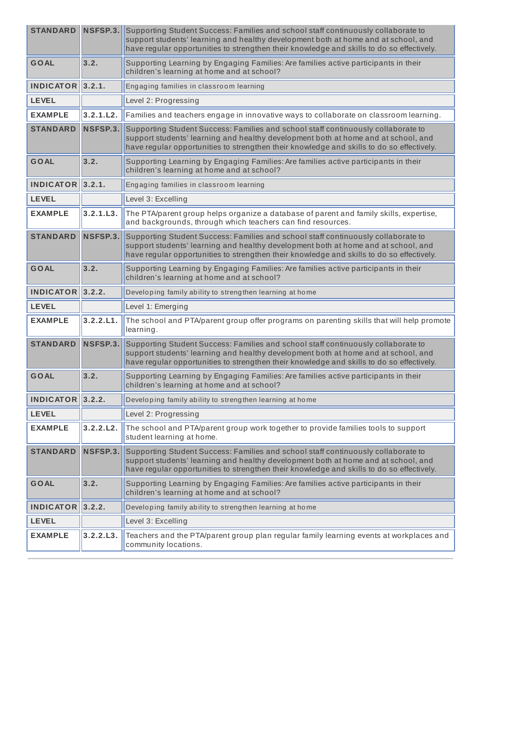| | | |
|---|---|---|
| **STANDARD** | **NSFSP.3.** | Supporting Student Success: Families and school staff continuously collaborate to support students' learning and healthy development both at home and at school, and have regular opportunities to strengthen their knowledge and skills to do so effectively. |
| **GOAL** | **3.2.** | Supporting Learning by Engaging Families: Are families active participants in their children's learning at home and at school? |
| **INDICATOR** | **3.2.1.** | Engaging families in classroom learning |
| **LEVEL** | | Level 2: Progressing |
| **EXAMPLE** | **3.2.1.L2.** | Families and teachers engage in innovative ways to collaborate on classroom learning. |
| **STANDARD** | **NSFSP.3.** | Supporting Student Success: Families and school staff continuously collaborate to support students' learning and healthy development both at home and at school, and have regular opportunities to strengthen their knowledge and skills to do so effectively. |
| **GOAL** | **3.2.** | Supporting Learning by Engaging Families: Are families active participants in their children's learning at home and at school? |
| **INDICATOR** | **3.2.1.** | Engaging families in classroom learning |
| **LEVEL** | | Level 3: Excelling |
| **EXAMPLE** | **3.2.1.L3.** | The PTA/parent group helps organize a database of parent and family skills, expertise, and backgrounds, through which teachers can find resources. |
| **STANDARD** | **NSFSP.3.** | Supporting Student Success: Families and school staff continuously collaborate to support students' learning and healthy development both at home and at school, and have regular opportunities to strengthen their knowledge and skills to do so effectively. |
| **GOAL** | **3.2.** | Supporting Learning by Engaging Families: Are families active participants in their children's learning at home and at school? |
| **INDICATOR** | **3.2.2.** | Developing family ability to strengthen learning at home |
| **LEVEL** | | Level 1: Emerging |
| **EXAMPLE** | **3.2.2.L1.** | The school and PTA/parent group offer programs on parenting skills that will help promote learning. |
| **STANDARD** | **NSFSP.3.** | Supporting Student Success: Families and school staff continuously collaborate to support students' learning and healthy development both at home and at school, and have regular opportunities to strengthen their knowledge and skills to do so effectively. |
| **GOAL** | **3.2.** | Supporting Learning by Engaging Families: Are families active participants in their children's learning at home and at school? |
| **INDICATOR** | **3.2.2.** | Developing family ability to strengthen learning at home |
| **LEVEL** | | Level 2: Progressing |
| **EXAMPLE** | **3.2.2.L2.** | The school and PTA/parent group work together to provide families tools to support student learning at home. |
| **STANDARD** | **NSFSP.3.** | Supporting Student Success: Families and school staff continuously collaborate to support students' learning and healthy development both at home and at school, and have regular opportunities to strengthen their knowledge and skills to do so effectively. |
| **GOAL** | **3.2.** | Supporting Learning by Engaging Families: Are families active participants in their children's learning at home and at school? |
| **INDICATOR** | **3.2.2.** | Developing family ability to strengthen learning at home |
| **LEVEL** | | Level 3: Excelling |
| **EXAMPLE** | **3.2.2.L3.** | Teachers and the PTA/parent group plan regular family learning events at workplaces and community locations. |